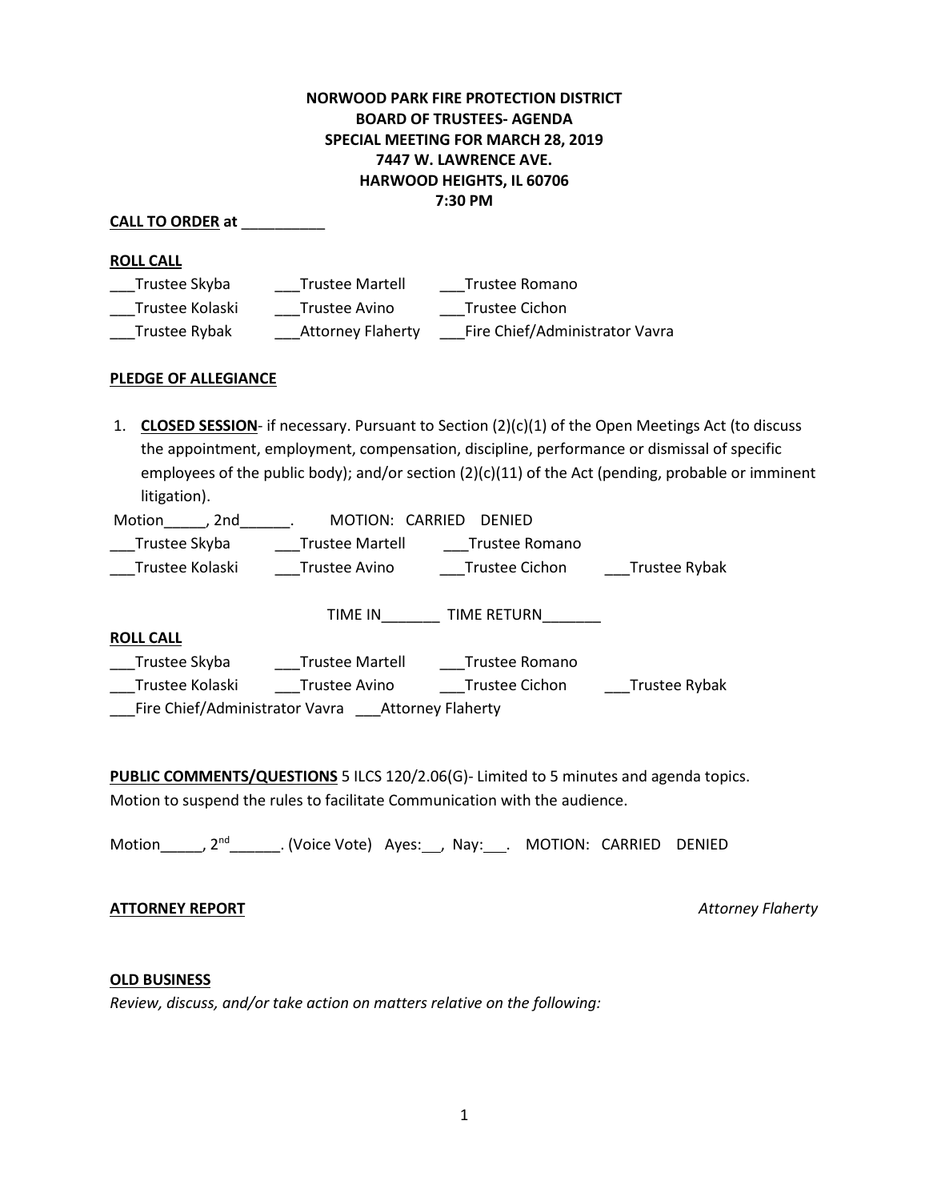**NORWOOD PARK FIRE PROTECTION DISTRICT**
**BOARD OF TRUSTEES- AGENDA**
**SPECIAL MEETING FOR MARCH 28, 2019**
**7447 W. LAWRENCE AVE.**
**HARWOOD HEIGHTS, IL 60706**
**7:30 PM**

**CALL TO ORDER at** __________

**ROLL CALL**

___Trustee Skyba ___Trustee Martell ___Trustee Romano
___Trustee Kolaski ___Trustee Avino ___Trustee Cichon
___Trustee Rybak ___Attorney Flaherty ___Fire Chief/Administrator Vavra

**PLEDGE OF ALLEGIANCE**

1. **CLOSED SESSION**- if necessary. Pursuant to Section (2)(c)(1) of the Open Meetings Act (to discuss the appointment, employment, compensation, discipline, performance or dismissal of specific employees of the public body); and/or section (2)(c)(11) of the Act (pending, probable or imminent litigation).

Motion_____, 2nd______. MOTION: CARRIED DENIED

___Trustee Skyba ___Trustee Martell ___Trustee Romano
___Trustee Kolaski ___Trustee Avino ___Trustee Cichon ___Trustee Rybak

TIME IN_______ TIME RETURN_______

**ROLL CALL**

___Trustee Skyba ___Trustee Martell ___Trustee Romano
___Trustee Kolaski ___Trustee Avino ___Trustee Cichon ___Trustee Rybak
___Fire Chief/Administrator Vavra ___Attorney Flaherty

**PUBLIC COMMENTS/QUESTIONS** 5 ILCS 120/2.06(G)- Limited to 5 minutes and agenda topics.
Motion to suspend the rules to facilitate Communication with the audience.

Motion_____, 2nd______. (Voice Vote) Ayes:__, Nay:___. MOTION: CARRIED DENIED

**ATTORNEY REPORT** *Attorney Flaherty*

**OLD BUSINESS**

*Review, discuss, and/or take action on matters relative on the following:*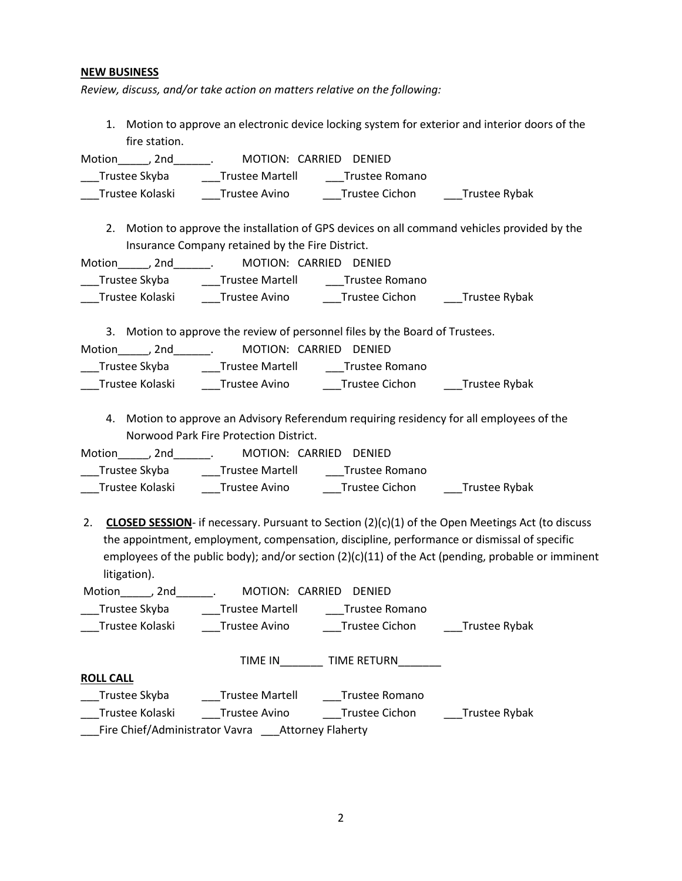**NEW BUSINESS**

*Review, discuss, and/or take action on matters relative on the following:*

1. Motion to approve an electronic device locking system for exterior and interior doors of the fire station.

Motion_____, 2nd______.   MOTION: CARRIED DENIED

___Trustee Skyba ___Trustee Martell ___Trustee Romano

___Trustee Kolaski ___Trustee Avino ___Trustee Cichon ___Trustee Rybak

2. Motion to approve the installation of GPS devices on all command vehicles provided by the Insurance Company retained by the Fire District.

Motion_____, 2nd______.   MOTION: CARRIED DENIED

___Trustee Skyba ___Trustee Martell ___Trustee Romano

___Trustee Kolaski ___Trustee Avino ___Trustee Cichon ___Trustee Rybak

3. Motion to approve the review of personnel files by the Board of Trustees.

Motion_____, 2nd______.   MOTION: CARRIED DENIED

___Trustee Skyba ___Trustee Martell ___Trustee Romano

___Trustee Kolaski ___Trustee Avino ___Trustee Cichon ___Trustee Rybak

4. Motion to approve an Advisory Referendum requiring residency for all employees of the Norwood Park Fire Protection District.

Motion_____, 2nd______.   MOTION: CARRIED DENIED

___Trustee Skyba ___Trustee Martell ___Trustee Romano

___Trustee Kolaski ___Trustee Avino ___Trustee Cichon ___Trustee Rybak

2. **CLOSED SESSION**- if necessary. Pursuant to Section (2)(c)(1) of the Open Meetings Act (to discuss the appointment, employment, compensation, discipline, performance or dismissal of specific employees of the public body); and/or section (2)(c)(11) of the Act (pending, probable or imminent litigation).

Motion_____, 2nd______.   MOTION: CARRIED DENIED

___Trustee Skyba ___Trustee Martell ___Trustee Romano

___Trustee Kolaski ___Trustee Avino ___Trustee Cichon ___Trustee Rybak

TIME IN_______ TIME RETURN_______

**ROLL CALL**

___Trustee Skyba ___Trustee Martell ___Trustee Romano

___Trustee Kolaski ___Trustee Avino ___Trustee Cichon ___Trustee Rybak

___Fire Chief/Administrator Vavra ___Attorney Flaherty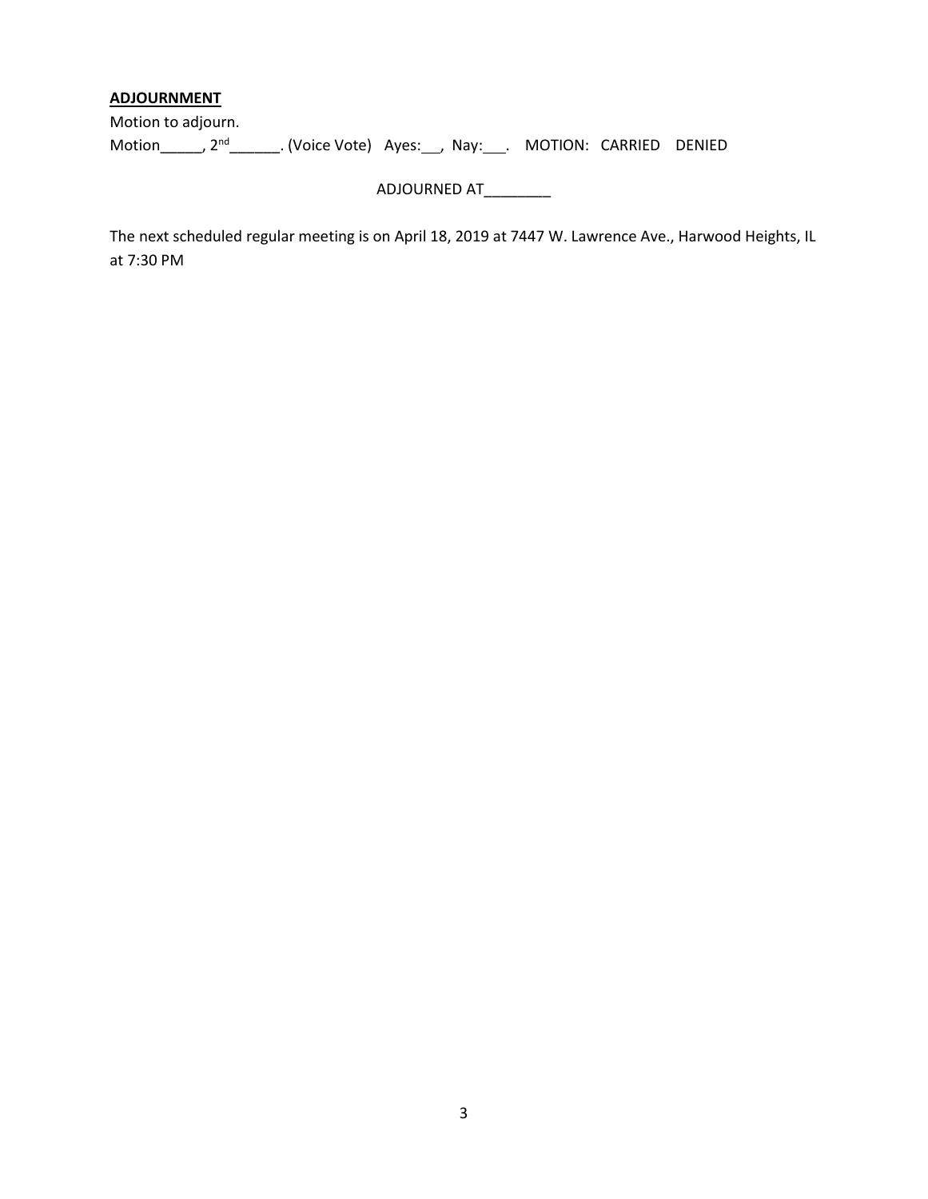**ADJOURNMENT**

Motion to adjourn.

Motion_____, 2nd______. (Voice Vote) Ayes:__, Nay:___. MOTION: CARRIED DENIED

ADJOURNED AT________

The next scheduled regular meeting is on April 18, 2019 at 7447 W. Lawrence Ave., Harwood Heights, IL at 7:30 PM